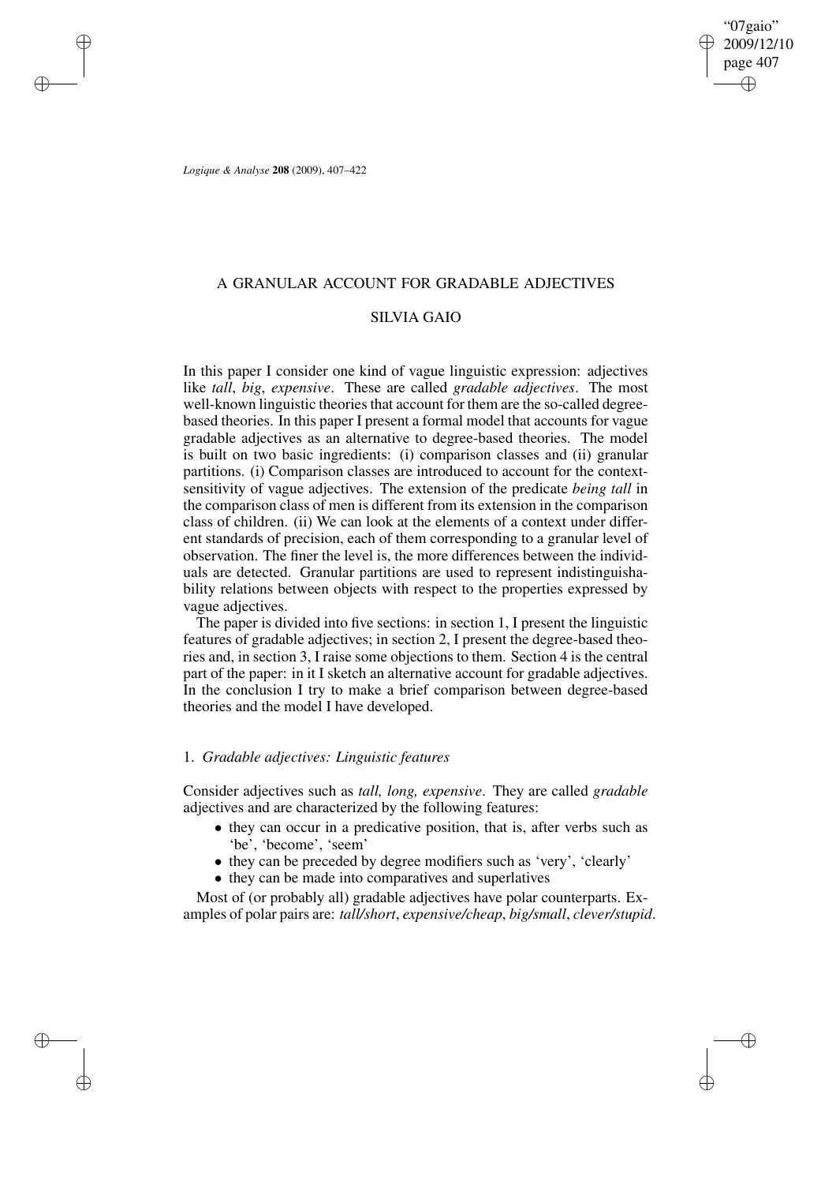# A GRANULAR ACCOUNT FOR GRADABLE ADJECTIVES

## SILVIA GAIO

In this paper I consider one kind of vague linguistic expression: adjectives like *tall*, *big*, *expensive*. These are called *gradable adjectives*. The most well-known linguistic theories that account for them are the so-called degree-based theories. In this paper I present a formal model that accounts for vague gradable adjectives as an alternative to degree-based theories. The model is built on two basic ingredients: (i) comparison classes and (ii) granular partitions. (i) Comparison classes are introduced to account for the context-sensitivity of vague adjectives. The extension of the predicate *being tall* in the comparison class of men is different from its extension in the comparison class of children. (ii) We can look at the elements of a context under different standards of precision, each of them corresponding to a granular level of observation. The finer the level is, the more differences between the individuals are detected. Granular partitions are used to represent indistinguishability relations between objects with respect to the properties expressed by vague adjectives.

The paper is divided into five sections: in section 1, I present the linguistic features of gradable adjectives; in section 2, I present the degree-based theories and, in section 3, I raise some objections to them. Section 4 is the central part of the paper: in it I sketch an alternative account for gradable adjectives. In the conclusion I try to make a brief comparison between degree-based theories and the model I have developed.

### 1. *Gradable adjectives: Linguistic features*

Consider adjectives such as *tall, long, expensive*. They are called *gradable* adjectives and are characterized by the following features:

- they can occur in a predicative position, that is, after verbs such as 'be', 'become', 'seem'
- they can be preceded by degree modifiers such as 'very', 'clearly'
- they can be made into comparatives and superlatives

Most of (or probably all) gradable adjectives have polar counterparts. Examples of polar pairs are: *tall/short*, *expensive/cheap*, *big/small*, *clever/stupid*.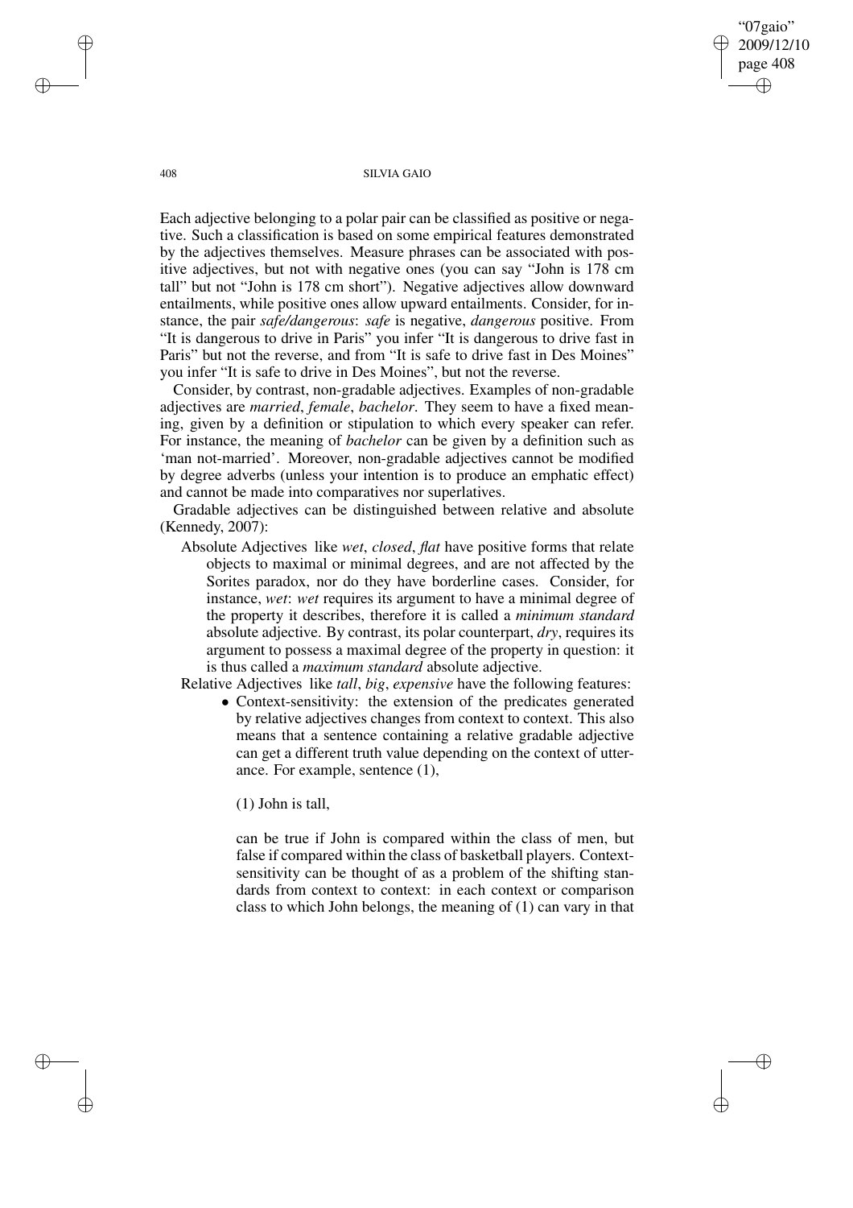Each adjective belonging to a polar pair can be classified as positive or negative. Such a classification is based on some empirical features demonstrated by the adjectives themselves. Measure phrases can be associated with positive adjectives, but not with negative ones (you can say "John is 178 cm tall" but not "John is 178 cm short"). Negative adjectives allow downward entailments, while positive ones allow upward entailments. Consider, for instance, the pair *safe/dangerous*: *safe* is negative, *dangerous* positive. From "It is dangerous to drive in Paris" you infer "It is dangerous to drive fast in Paris" but not the reverse, and from "It is safe to drive fast in Des Moines" you infer "It is safe to drive in Des Moines", but not the reverse.

Consider, by contrast, non-gradable adjectives. Examples of non-gradable adjectives are *married*, *female*, *bachelor*. They seem to have a fixed meaning, given by a definition or stipulation to which every speaker can refer. For instance, the meaning of *bachelor* can be given by a definition such as 'man not-married'. Moreover, non-gradable adjectives cannot be modified by degree adverbs (unless your intention is to produce an emphatic effect) and cannot be made into comparatives nor superlatives.

Gradable adjectives can be distinguished between relative and absolute (Kennedy, 2007):

Absolute Adjectives like *wet*, *closed*, *flat* have positive forms that relate objects to maximal or minimal degrees, and are not affected by the Sorites paradox, nor do they have borderline cases. Consider, for instance, *wet*: *wet* requires its argument to have a minimal degree of the property it describes, therefore it is called a *minimum standard* absolute adjective. By contrast, its polar counterpart, *dry*, requires its argument to possess a maximal degree of the property in question: it is thus called a *maximum standard* absolute adjective.

Relative Adjectives like *tall*, *big*, *expensive* have the following features:

- Context-sensitivity: the extension of the predicates generated by relative adjectives changes from context to context. This also means that a sentence containing a relative gradable adjective can get a different truth value depending on the context of utterance. For example, sentence (1),

  (1) John is tall,

  can be true if John is compared within the class of men, but false if compared within the class of basketball players. Context-sensitivity can be thought of as a problem of the shifting standards from context to context: in each context or comparison class to which John belongs, the meaning of (1) can vary in that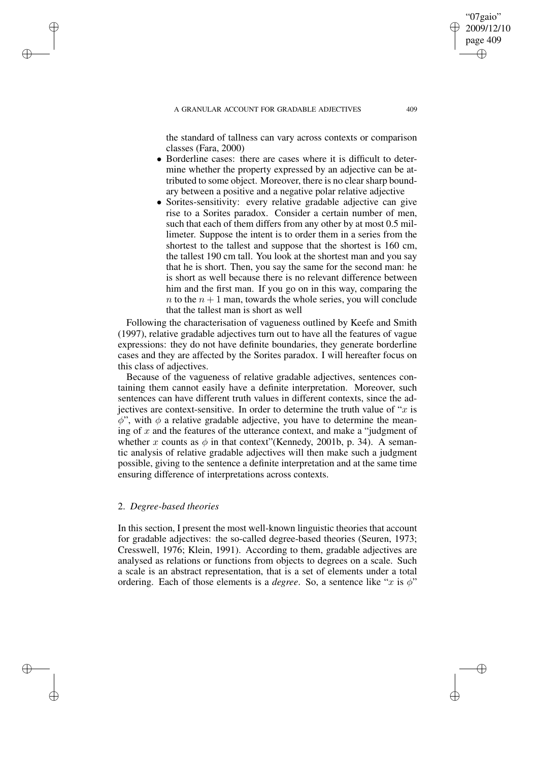the standard of tallness can vary across contexts or comparison classes (Fara, 2000)

- Borderline cases: there are cases where it is difficult to determine whether the property expressed by an adjective can be attributed to some object. Moreover, there is no clear sharp boundary between a positive and a negative polar relative adjective
- Sorites-sensitivity: every relative gradable adjective can give rise to a Sorites paradox. Consider a certain number of men, such that each of them differs from any other by at most 0.5 millimeter. Suppose the intent is to order them in a series from the shortest to the tallest and suppose that the shortest is 160 cm, the tallest 190 cm tall. You look at the shortest man and you say that he is short. Then, you say the same for the second man: he is short as well because there is no relevant difference between him and the first man. If you go on in this way, comparing the $n$ to the $n + 1$ man, towards the whole series, you will conclude that the tallest man is short as well

Following the characterisation of vagueness outlined by Keefe and Smith (1997), relative gradable adjectives turn out to have all the features of vague expressions: they do not have definite boundaries, they generate borderline cases and they are affected by the Sorites paradox. I will hereafter focus on this class of adjectives.

Because of the vagueness of relative gradable adjectives, sentences containing them cannot easily have a definite interpretation. Moreover, such sentences can have different truth values in different contexts, since the adjectives are context-sensitive. In order to determine the truth value of "$x$ is $\phi$", with $\phi$ a relative gradable adjective, you have to determine the meaning of $x$ and the features of the utterance context, and make a "judgment of whether $x$ counts as $\phi$ in that context"(Kennedy, 2001b, p. 34). A semantic analysis of relative gradable adjectives will then make such a judgment possible, giving to the sentence a definite interpretation and at the same time ensuring difference of interpretations across contexts.

## 2. *Degree-based theories*

In this section, I present the most well-known linguistic theories that account for gradable adjectives: the so-called degree-based theories (Seuren, 1973; Cresswell, 1976; Klein, 1991). According to them, gradable adjectives are analysed as relations or functions from objects to degrees on a scale. Such a scale is an abstract representation, that is a set of elements under a total ordering. Each of those elements is a *degree*. So, a sentence like "$x$ is $\phi$"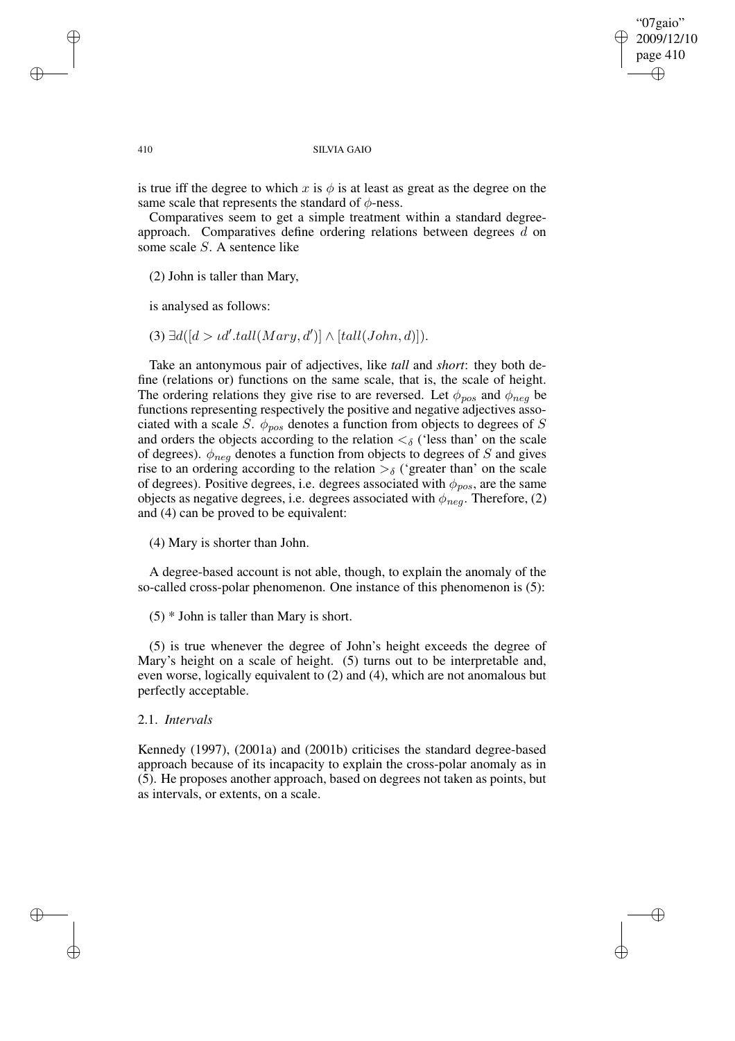is true iff the degree to which $x$ is $\phi$ is at least as great as the degree on the same scale that represents the standard of $\phi$-ness.

Comparatives seem to get a simple treatment within a standard degree-approach. Comparatives define ordering relations between degrees $d$ on some scale $S$. A sentence like

(2) John is taller than Mary,

is analysed as follows:

(3) $\exists d([d > \iota d'.tall(Mary, d')] \wedge [tall(John, d)])$.

Take an antonymous pair of adjectives, like *tall* and *short*: they both define (relations or) functions on the same scale, that is, the scale of height. The ordering relations they give rise to are reversed. Let $\phi_{pos}$ and $\phi_{neg}$ be functions representing respectively the positive and negative adjectives associated with a scale $S$. $\phi_{pos}$ denotes a function from objects to degrees of $S$ and orders the objects according to the relation $<_\delta$ ('less than' on the scale of degrees). $\phi_{neg}$ denotes a function from objects to degrees of $S$ and gives rise to an ordering according to the relation $>_\delta$ ('greater than' on the scale of degrees). Positive degrees, i.e. degrees associated with $\phi_{pos}$, are the same objects as negative degrees, i.e. degrees associated with $\phi_{neg}$. Therefore, (2) and (4) can be proved to be equivalent:

(4) Mary is shorter than John.

A degree-based account is not able, though, to explain the anomaly of the so-called cross-polar phenomenon. One instance of this phenomenon is (5):

(5) * John is taller than Mary is short.

(5) is true whenever the degree of John's height exceeds the degree of Mary's height on a scale of height. (5) turns out to be interpretable and, even worse, logically equivalent to (2) and (4), which are not anomalous but perfectly acceptable.

### 2.1. *Intervals*

Kennedy (1997), (2001a) and (2001b) criticises the standard degree-based approach because of its incapacity to explain the cross-polar anomaly as in (5). He proposes another approach, based on degrees not taken as points, but as intervals, or extents, on a scale.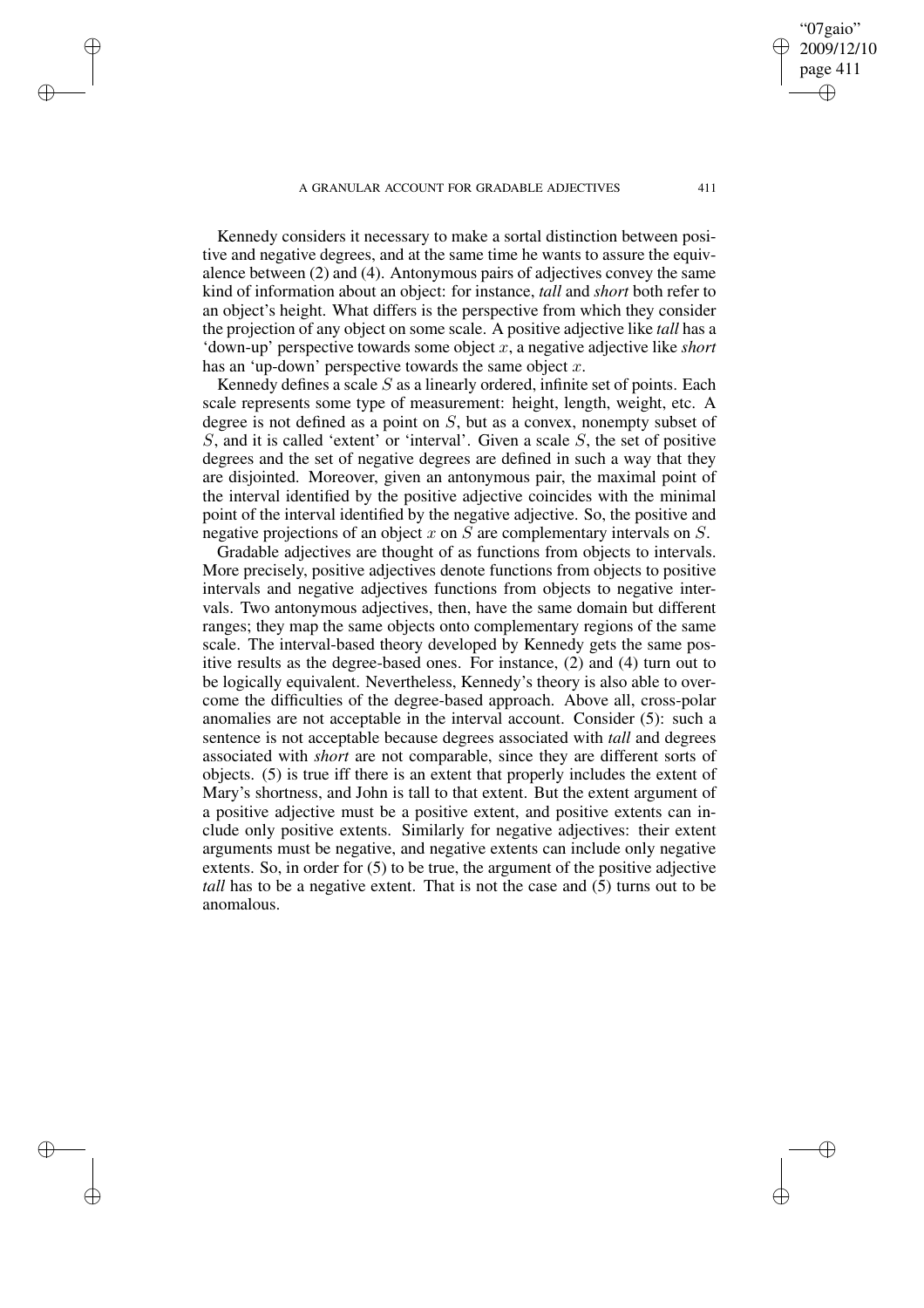Kennedy considers it necessary to make a sortal distinction between positive and negative degrees, and at the same time he wants to assure the equivalence between (2) and (4). Antonymous pairs of adjectives convey the same kind of information about an object: for instance, *tall* and *short* both refer to an object's height. What differs is the perspective from which they consider the projection of any object on some scale. A positive adjective like *tall* has a 'down-up' perspective towards some object $x$, a negative adjective like *short* has an 'up-down' perspective towards the same object $x$.

Kennedy defines a scale $S$ as a linearly ordered, infinite set of points. Each scale represents some type of measurement: height, length, weight, etc. A degree is not defined as a point on $S$, but as a convex, nonempty subset of $S$, and it is called 'extent' or 'interval'. Given a scale $S$, the set of positive degrees and the set of negative degrees are defined in such a way that they are disjointed. Moreover, given an antonymous pair, the maximal point of the interval identified by the positive adjective coincides with the minimal point of the interval identified by the negative adjective. So, the positive and negative projections of an object $x$ on $S$ are complementary intervals on $S$.

Gradable adjectives are thought of as functions from objects to intervals. More precisely, positive adjectives denote functions from objects to positive intervals and negative adjectives functions from objects to negative intervals. Two antonymous adjectives, then, have the same domain but different ranges; they map the same objects onto complementary regions of the same scale. The interval-based theory developed by Kennedy gets the same positive results as the degree-based ones. For instance, (2) and (4) turn out to be logically equivalent. Nevertheless, Kennedy's theory is also able to overcome the difficulties of the degree-based approach. Above all, cross-polar anomalies are not acceptable in the interval account. Consider (5): such a sentence is not acceptable because degrees associated with *tall* and degrees associated with *short* are not comparable, since they are different sorts of objects. (5) is true iff there is an extent that properly includes the extent of Mary's shortness, and John is tall to that extent. But the extent argument of a positive adjective must be a positive extent, and positive extents can include only positive extents. Similarly for negative adjectives: their extent arguments must be negative, and negative extents can include only negative extents. So, in order for (5) to be true, the argument of the positive adjective *tall* has to be a negative extent. That is not the case and (5) turns out to be anomalous.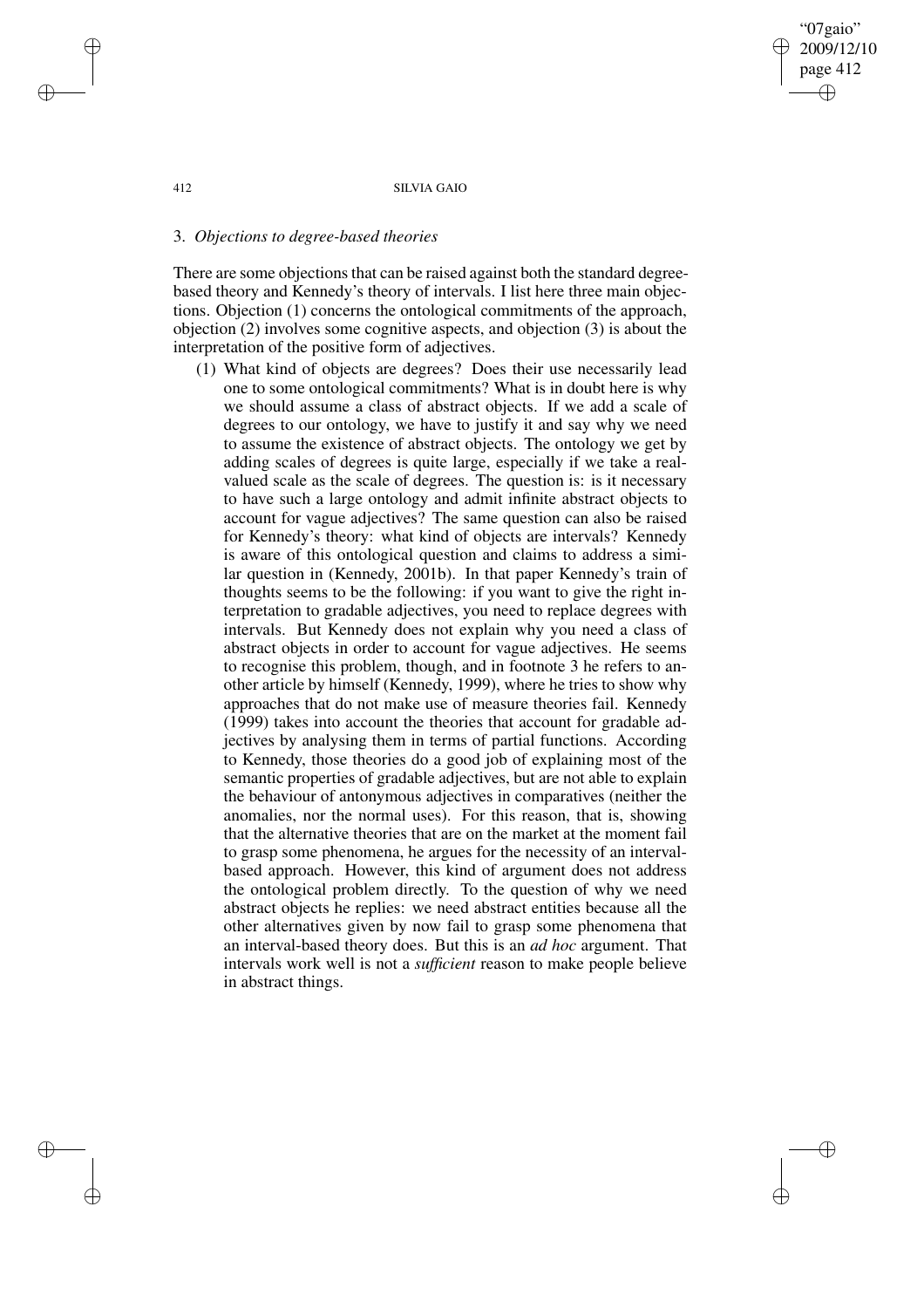### 3. *Objections to degree-based theories*

There are some objections that can be raised against both the standard degree-based theory and Kennedy's theory of intervals. I list here three main objections. Objection (1) concerns the ontological commitments of the approach, objection (2) involves some cognitive aspects, and objection (3) is about the interpretation of the positive form of adjectives.

(1) What kind of objects are degrees? Does their use necessarily lead one to some ontological commitments? What is in doubt here is why we should assume a class of abstract objects. If we add a scale of degrees to our ontology, we have to justify it and say why we need to assume the existence of abstract objects. The ontology we get by adding scales of degrees is quite large, especially if we take a real-valued scale as the scale of degrees. The question is: is it necessary to have such a large ontology and admit infinite abstract objects to account for vague adjectives? The same question can also be raised for Kennedy's theory: what kind of objects are intervals? Kennedy is aware of this ontological question and claims to address a similar question in (Kennedy, 2001b). In that paper Kennedy's train of thoughts seems to be the following: if you want to give the right interpretation to gradable adjectives, you need to replace degrees with intervals. But Kennedy does not explain why you need a class of abstract objects in order to account for vague adjectives. He seems to recognise this problem, though, and in footnote 3 he refers to another article by himself (Kennedy, 1999), where he tries to show why approaches that do not make use of measure theories fail. Kennedy (1999) takes into account the theories that account for gradable adjectives by analysing them in terms of partial functions. According to Kennedy, those theories do a good job of explaining most of the semantic properties of gradable adjectives, but are not able to explain the behaviour of antonymous adjectives in comparatives (neither the anomalies, nor the normal uses). For this reason, that is, showing that the alternative theories that are on the market at the moment fail to grasp some phenomena, he argues for the necessity of an interval-based approach. However, this kind of argument does not address the ontological problem directly. To the question of why we need abstract objects he replies: we need abstract entities because all the other alternatives given by now fail to grasp some phenomena that an interval-based theory does. But this is an *ad hoc* argument. That intervals work well is not a *sufficient* reason to make people believe in abstract things.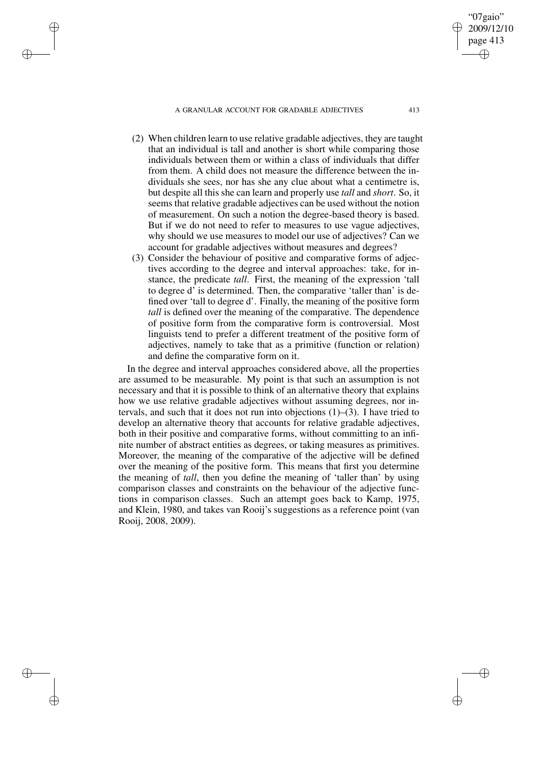(2) When children learn to use relative gradable adjectives, they are taught that an individual is tall and another is short while comparing those individuals between them or within a class of individuals that differ from them. A child does not measure the difference between the individuals she sees, nor has she any clue about what a centimetre is, but despite all this she can learn and properly use *tall* and *short*. So, it seems that relative gradable adjectives can be used without the notion of measurement. On such a notion the degree-based theory is based. But if we do not need to refer to measures to use vague adjectives, why should we use measures to model our use of adjectives? Can we account for gradable adjectives without measures and degrees?

(3) Consider the behaviour of positive and comparative forms of adjectives according to the degree and interval approaches: take, for instance, the predicate *tall*. First, the meaning of the expression 'tall to degree d' is determined. Then, the comparative 'taller than' is defined over 'tall to degree d'. Finally, the meaning of the positive form *tall* is defined over the meaning of the comparative. The dependence of positive form from the comparative form is controversial. Most linguists tend to prefer a different treatment of the positive form of adjectives, namely to take that as a primitive (function or relation) and define the comparative form on it.

In the degree and interval approaches considered above, all the properties are assumed to be measurable. My point is that such an assumption is not necessary and that it is possible to think of an alternative theory that explains how we use relative gradable adjectives without assuming degrees, nor intervals, and such that it does not run into objections (1)–(3). I have tried to develop an alternative theory that accounts for relative gradable adjectives, both in their positive and comparative forms, without committing to an infinite number of abstract entities as degrees, or taking measures as primitives. Moreover, the meaning of the comparative of the adjective will be defined over the meaning of the positive form. This means that first you determine the meaning of *tall*, then you define the meaning of 'taller than' by using comparison classes and constraints on the behaviour of the adjective functions in comparison classes. Such an attempt goes back to Kamp, 1975, and Klein, 1980, and takes van Rooij's suggestions as a reference point (van Rooij, 2008, 2009).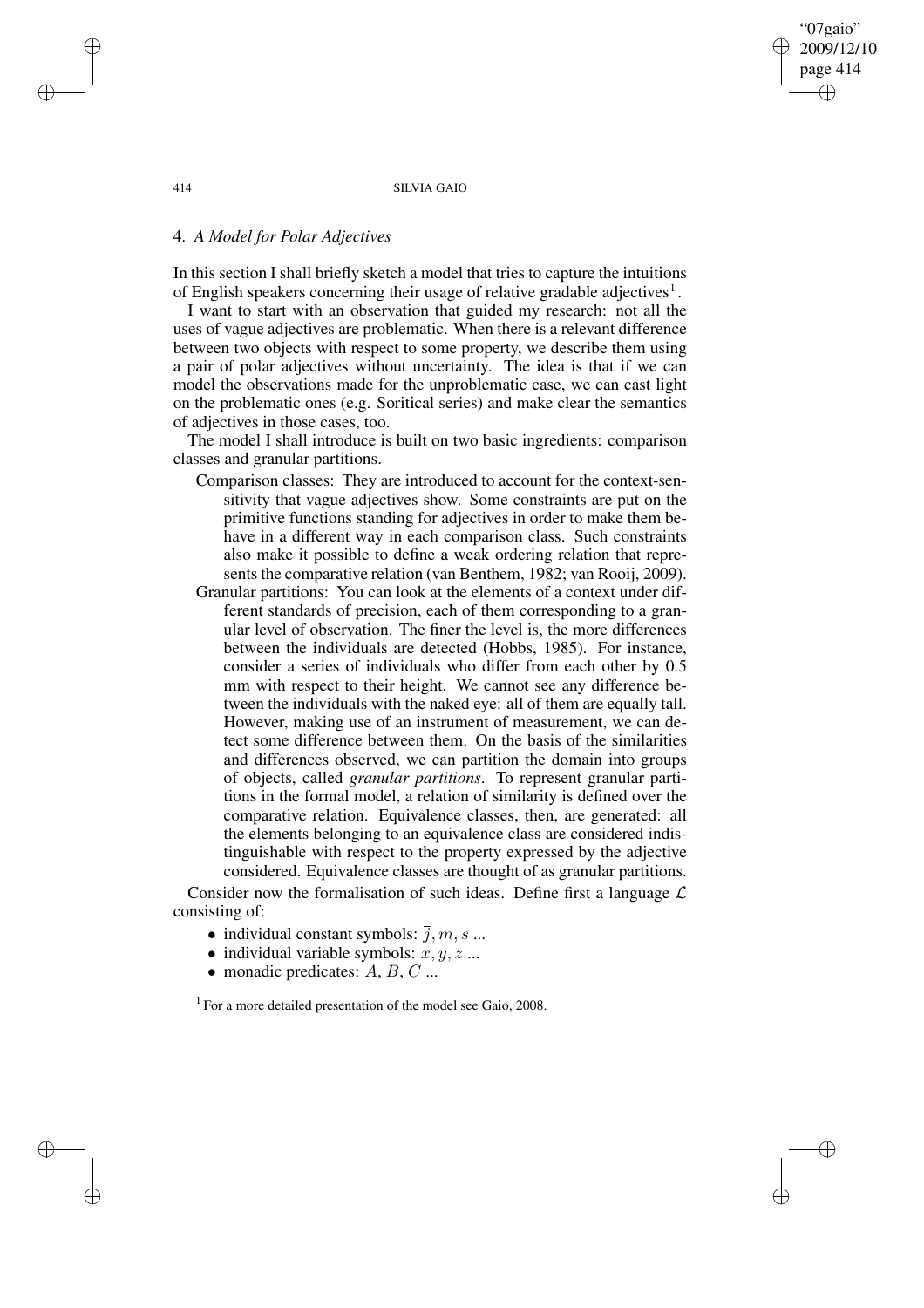## 4. *A Model for Polar Adjectives*

In this section I shall briefly sketch a model that tries to capture the intuitions of English speakers concerning their usage of relative gradable adjectives[1].

I want to start with an observation that guided my research: not all the uses of vague adjectives are problematic. When there is a relevant difference between two objects with respect to some property, we describe them using a pair of polar adjectives without uncertainty. The idea is that if we can model the observations made for the unproblematic case, we can cast light on the problematic ones (e.g. Soritical series) and make clear the semantics of adjectives in those cases, too.

The model I shall introduce is built on two basic ingredients: comparison classes and granular partitions.

Comparison classes: They are introduced to account for the context-sensitivity that vague adjectives show. Some constraints are put on the primitive functions standing for adjectives in order to make them behave in a different way in each comparison class. Such constraints also make it possible to define a weak ordering relation that represents the comparative relation (van Benthem, 1982; van Rooij, 2009).

Granular partitions: You can look at the elements of a context under different standards of precision, each of them corresponding to a granular level of observation. The finer the level is, the more differences between the individuals are detected (Hobbs, 1985). For instance, consider a series of individuals who differ from each other by 0.5 mm with respect to their height. We cannot see any difference between the individuals with the naked eye: all of them are equally tall. However, making use of an instrument of measurement, we can detect some difference between them. On the basis of the similarities and differences observed, we can partition the domain into groups of objects, called *granular partitions*. To represent granular partitions in the formal model, a relation of similarity is defined over the comparative relation. Equivalence classes, then, are generated: all the elements belonging to an equivalence class are considered indistinguishable with respect to the property expressed by the adjective considered. Equivalence classes are thought of as granular partitions.

Consider now the formalisation of such ideas. Define first a language $\mathcal{L}$ consisting of:

- individual constant symbols: $\overline{j}, \overline{m}, \overline{s}$ ...
- individual variable symbols: $x, y, z$ ...
- monadic predicates: $A$, $B$, $C$ ...

[1] For a more detailed presentation of the model see Gaio, 2008.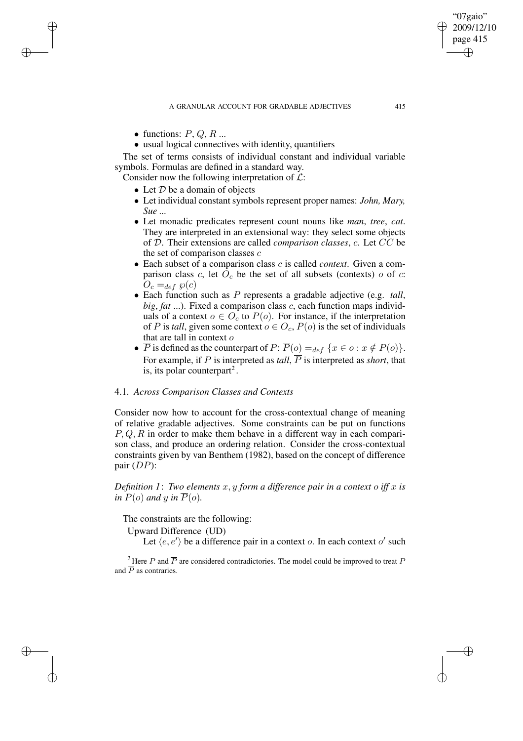- functions: $P, Q, R$ ...
- usual logical connectives with identity, quantifiers

The set of terms consists of individual constant and individual variable symbols. Formulas are defined in a standard way.

Consider now the following interpretation of $\mathcal{L}$:

- Let $\mathcal{D}$ be a domain of objects
- Let individual constant symbols represent proper names: *John, Mary, Sue ...*
- Let monadic predicates represent count nouns like *man*, *tree*, *cat*. They are interpreted in an extensional way: they select some objects of $\mathcal{D}$. Their extensions are called *comparison classes*, $c$. Let $CC$ be the set of comparison classes $c$
- Each subset of a comparison class $c$ is called *context*. Given a comparison class $c$, let $O_c$ be the set of all subsets (contexts) $o$ of $c$: $O_c =_{def} \wp(c)$
- Each function such as $P$ represents a gradable adjective (e.g. *tall*, *big*, *fat* ...). Fixed a comparison class $c$, each function maps individuals of a context $o \in O_c$ to $P(o)$. For instance, if the interpretation of $P$ is *tall*, given some context $o \in O_c$, $P(o)$ is the set of individuals that are tall in context $o$
- $\overline{P}$ is defined as the counterpart of $P$: $\overline{P}(o) =_{def} \{x \in o : x \notin P(o)\}$. For example, if $P$ is interpreted as *tall*, $\overline{P}$ is interpreted as *short*, that is, its polar counterpart[2].

### 4.1. *Across Comparison Classes and Contexts*

Consider now how to account for the cross-contextual change of meaning of relative gradable adjectives. Some constraints can be put on functions $P, Q, R$ in order to make them behave in a different way in each comparison class, and produce an ordering relation. Consider the cross-contextual constraints given by van Benthem (1982), based on the concept of difference pair ($DP$):

*Definition 1*: *Two elements $x, y$ form a difference pair in a context $o$ iff $x$ is in $P(o)$ and $y$ in $\overline{P}(o)$.*

The constraints are the following:

Upward Difference (UD)

Let $\langle e, e' \rangle$ be a difference pair in a context $o$. In each context $o'$ such

[2] Here $P$ and $\overline{P}$ are considered contradictories. The model could be improved to treat $P$ and $\overline{P}$ as contraries.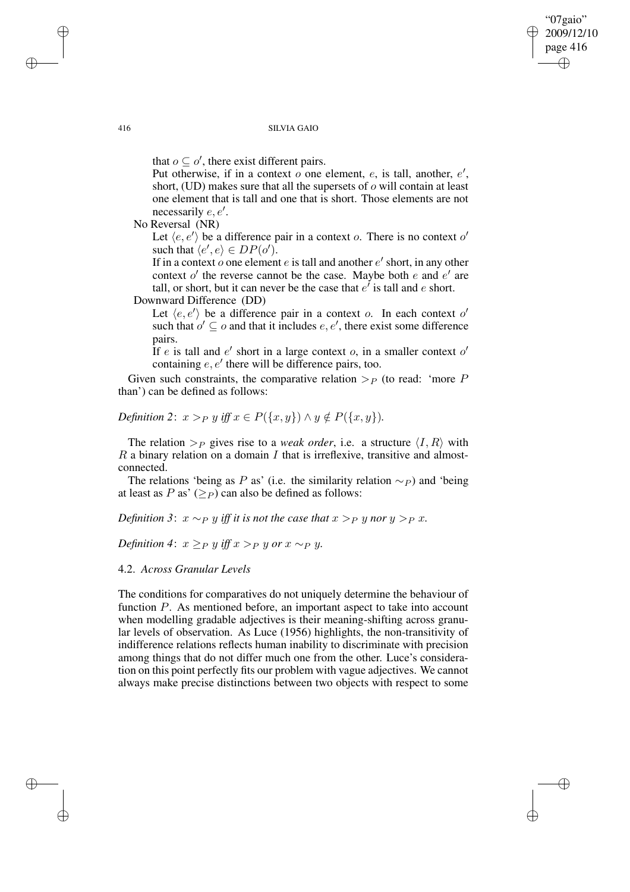that $o \subseteq o'$, there exist different pairs.

Put otherwise, if in a context $o$ one element, $e$, is tall, another, $e'$, short, (UD) makes sure that all the supersets of $o$ will contain at least one element that is tall and one that is short. Those elements are not necessarily $e, e'$.

No Reversal (NR)

Let $\langle e, e' \rangle$ be a difference pair in a context $o$. There is no context $o'$ such that $\langle e', e \rangle \in DP(o')$.

If in a context $o$ one element $e$ is tall and another $e'$ short, in any other context $o'$ the reverse cannot be the case. Maybe both $e$ and $e'$ are tall, or short, but it can never be the case that $e'$ is tall and $e$ short.

Downward Difference (DD)

Let $\langle e, e' \rangle$ be a difference pair in a context $o$. In each context $o'$ such that $o' \subseteq o$ and that it includes $e, e'$, there exist some difference pairs.

If $e$ is tall and $e'$ short in a large context $o$, in a smaller context $o'$ containing $e, e'$ there will be difference pairs, too.

Given such constraints, the comparative relation $>_P$ (to read: 'more $P$ than') can be defined as follows:

*Definition 2*: $x >_P y$ *iff* $x \in P(\{x, y\}) \wedge y \notin P(\{x, y\})$.

The relation $>_P$ gives rise to a *weak order*, i.e. a structure $\langle I, R \rangle$ with $R$ a binary relation on a domain $I$ that is irreflexive, transitive and almost-connected.

The relations 'being as $P$ as' (i.e. the similarity relation $\sim_P$) and 'being at least as $P$ as' ($\geq_P$) can also be defined as follows:

*Definition 3*: $x \sim_P y$ *iff it is not the case that* $x >_P y$ *nor* $y >_P x$.

*Definition 4*: $x \geq_P y$ *iff* $x >_P y$ *or* $x \sim_P y$.

### 4.2. *Across Granular Levels*

The conditions for comparatives do not uniquely determine the behaviour of function $P$. As mentioned before, an important aspect to take into account when modelling gradable adjectives is their meaning-shifting across granular levels of observation. As Luce (1956) highlights, the non-transitivity of indifference relations reflects human inability to discriminate with precision among things that do not differ much one from the other. Luce's consideration on this point perfectly fits our problem with vague adjectives. We cannot always make precise distinctions between two objects with respect to some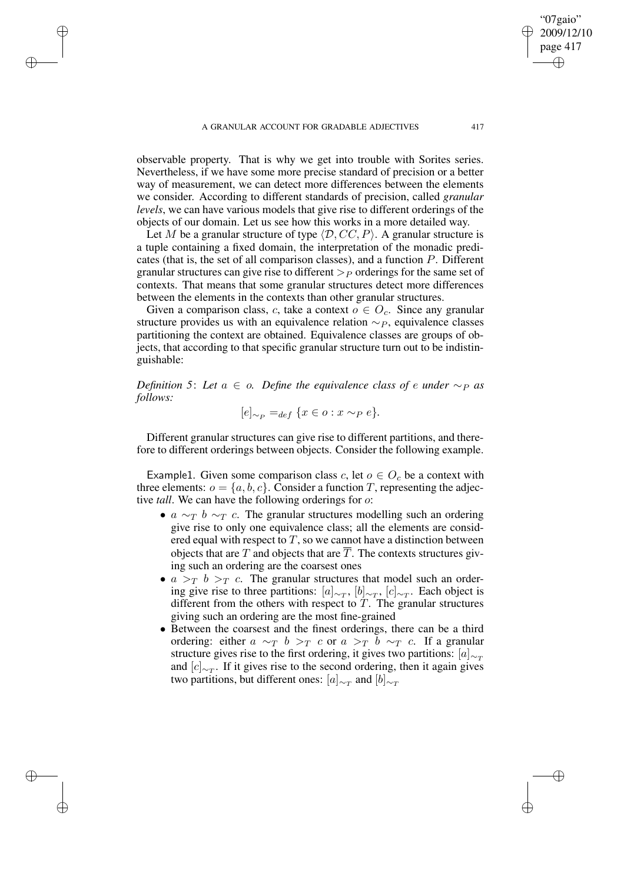observable property. That is why we get into trouble with Sorites series. Nevertheless, if we have some more precise standard of precision or a better way of measurement, we can detect more differences between the elements we consider. According to different standards of precision, called *granular levels*, we can have various models that give rise to different orderings of the objects of our domain. Let us see how this works in a more detailed way.

Let $M$ be a granular structure of type $\langle \mathcal{D}, CC, P \rangle$. A granular structure is a tuple containing a fixed domain, the interpretation of the monadic predicates (that is, the set of all comparison classes), and a function $P$. Different granular structures can give rise to different $>_P$ orderings for the same set of contexts. That means that some granular structures detect more differences between the elements in the contexts than other granular structures.

Given a comparison class, $c$, take a context $o \in O_c$. Since any granular structure provides us with an equivalence relation $\sim_P$, equivalence classes partitioning the context are obtained. Equivalence classes are groups of objects, that according to that specific granular structure turn out to be indistinguishable:

*Definition 5*: *Let $a \in o$. Define the equivalence class of $e$ under $\sim_P$ as follows:*

$$[e]_{\sim_P} =_{def} \{x \in o : x \sim_P e\}.$$

Different granular structures can give rise to different partitions, and therefore to different orderings between objects. Consider the following example.

Example1. Given some comparison class $c$, let $o \in O_c$ be a context with three elements: $o = \{a, b, c\}$. Consider a function $T$, representing the adjective *tall*. We can have the following orderings for $o$:

- $a \sim_T b \sim_T c$. The granular structures modelling such an ordering give rise to only one equivalence class; all the elements are considered equal with respect to $T$, so we cannot have a distinction between objects that are $T$ and objects that are $\overline{T}$. The contexts structures giving such an ordering are the coarsest ones
- $a >_T b >_T c$. The granular structures that model such an ordering give rise to three partitions: $[a]_{\sim_T}$, $[b]_{\sim_T}$, $[c]_{\sim_T}$. Each object is different from the others with respect to $T$. The granular structures giving such an ordering are the most fine-grained
- Between the coarsest and the finest orderings, there can be a third ordering: either $a \sim_T b >_T c$ or $a >_T b \sim_T c$. If a granular structure gives rise to the first ordering, it gives two partitions: $[a]_{\sim_T}$ and $[c]_{\sim_T}$. If it gives rise to the second ordering, then it again gives two partitions, but different ones: $[a]_{\sim_T}$ and $[b]_{\sim_T}$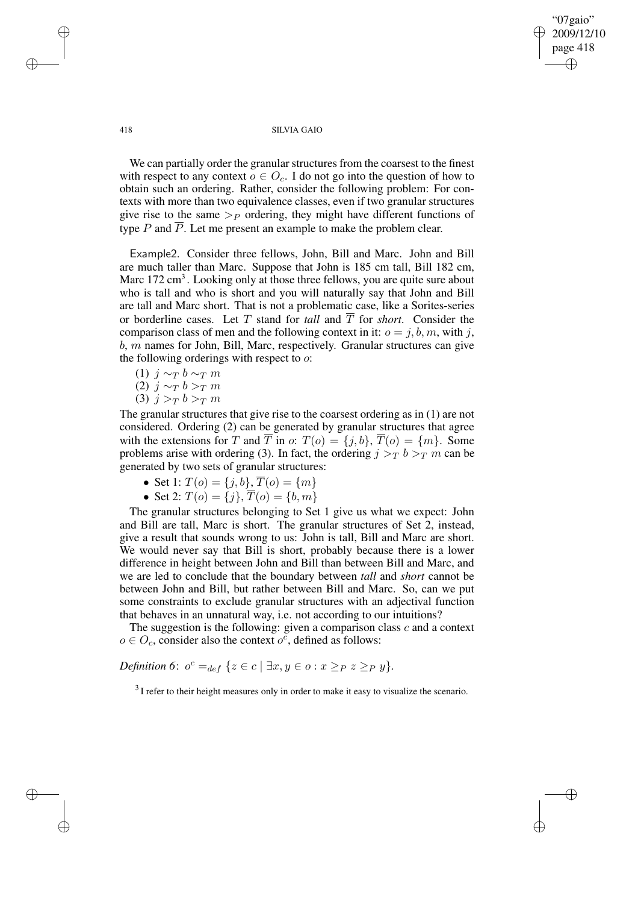We can partially order the granular structures from the coarsest to the finest with respect to any context $o \in O_c$. I do not go into the question of how to obtain such an ordering. Rather, consider the following problem: For contexts with more than two equivalence classes, even if two granular structures give rise to the same $>_P$ ordering, they might have different functions of type $P$ and $\overline{P}$. Let me present an example to make the problem clear.

Example2. Consider three fellows, John, Bill and Marc. John and Bill are much taller than Marc. Suppose that John is 185 cm tall, Bill 182 cm, Marc 172 cm[3]. Looking only at those three fellows, you are quite sure about who is tall and who is short and you will naturally say that John and Bill are tall and Marc short. That is not a problematic case, like a Sorites-series or borderline cases. Let $T$ stand for *tall* and $\overline{T}$ for *short*. Consider the comparison class of men and the following context in it: $o = j, b, m$, with $j$, $b$, $m$ names for John, Bill, Marc, respectively. Granular structures can give the following orderings with respect to $o$:

(1) $j \sim_T b \sim_T m$
(2) $j \sim_T b >_T m$
(3) $j >_T b >_T m$

The granular structures that give rise to the coarsest ordering as in (1) are not considered. Ordering (2) can be generated by granular structures that agree with the extensions for $T$ and $\overline{T}$ in $o$: $T(o) = \{j, b\}$, $\overline{T}(o) = \{m\}$. Some problems arise with ordering (3). In fact, the ordering $j >_T b >_T m$ can be generated by two sets of granular structures:

- Set 1: $T(o) = \{j, b\}$, $\overline{T}(o) = \{m\}$
- Set 2: $T(o) = \{j\}$, $\overline{T}(o) = \{b, m\}$

The granular structures belonging to Set 1 give us what we expect: John and Bill are tall, Marc is short. The granular structures of Set 2, instead, give a result that sounds wrong to us: John is tall, Bill and Marc are short. We would never say that Bill is short, probably because there is a lower difference in height between John and Bill than between Bill and Marc, and we are led to conclude that the boundary between *tall* and *short* cannot be between John and Bill, but rather between Bill and Marc. So, can we put some constraints to exclude granular structures with an adjectival function that behaves in an unnatural way, i.e. not according to our intuitions?

The suggestion is the following: given a comparison class $c$ and a context $o \in O_c$, consider also the context $o^c$, defined as follows:

*Definition 6*: $o^c =_{def} \{z \in c \mid \exists x, y \in o : x \geq_P z \geq_P y\}$.

[3] I refer to their height measures only in order to make it easy to visualize the scenario.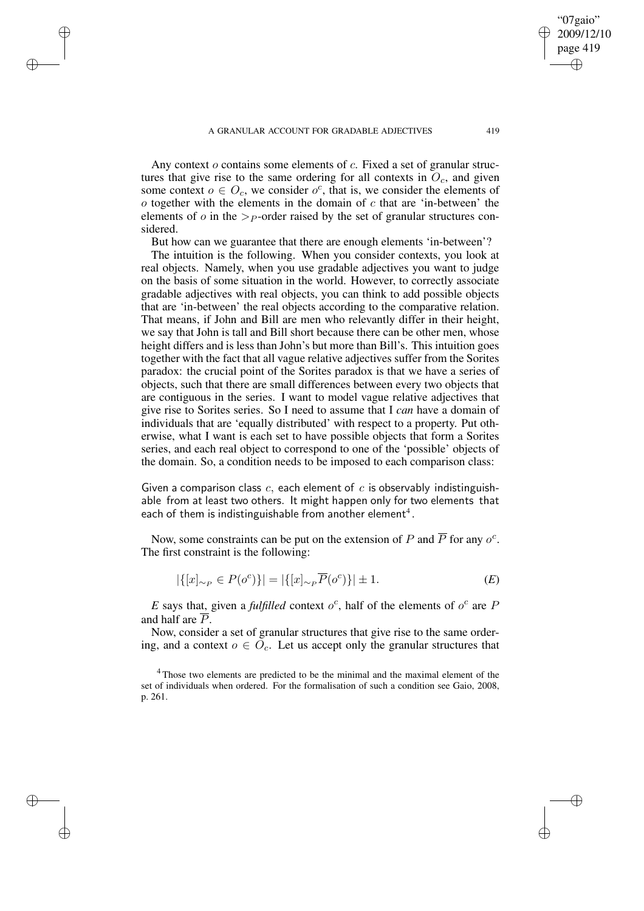Any context $o$ contains some elements of $c$. Fixed a set of granular structures that give rise to the same ordering for all contexts in $O_c$, and given some context $o \in O_c$, we consider $o^c$, that is, we consider the elements of $o$ together with the elements in the domain of $c$ that are 'in-between' the elements of $o$ in the $>_P$-order raised by the set of granular structures considered.

But how can we guarantee that there are enough elements 'in-between'?

The intuition is the following. When you consider contexts, you look at real objects. Namely, when you use gradable adjectives you want to judge on the basis of some situation in the world. However, to correctly associate gradable adjectives with real objects, you can think to add possible objects that are 'in-between' the real objects according to the comparative relation. That means, if John and Bill are men who relevantly differ in their height, we say that John is tall and Bill short because there can be other men, whose height differs and is less than John's but more than Bill's. This intuition goes together with the fact that all vague relative adjectives suffer from the Sorites paradox: the crucial point of the Sorites paradox is that we have a series of objects, such that there are small differences between every two objects that are contiguous in the series. I want to model vague relative adjectives that give rise to Sorites series. So I need to assume that I *can* have a domain of individuals that are 'equally distributed' with respect to a property. Put otherwise, what I want is each set to have possible objects that form a Sorites series, and each real object to correspond to one of the 'possible' objects of the domain. So, a condition needs to be imposed to each comparison class:

Given a comparison class $c$, each element of $c$ is observably indistinguishable from at least two others. It might happen only for two elements that each of them is indistinguishable from another element[4].

Now, some constraints can be put on the extension of $P$ and $\overline{P}$ for any $o^c$. The first constraint is the following:

$$|\{[x]_{\sim_P} \in P(o^c)\}| = |\{[x]_{\sim_P} \overline{P}(o^c)\}| \pm 1. \qquad (E)$$

*E* says that, given a *fulfilled* context $o^c$, half of the elements of $o^c$ are $P$ and half are $\overline{P}$.

Now, consider a set of granular structures that give rise to the same ordering, and a context $o \in O_c$. Let us accept only the granular structures that

[4] Those two elements are predicted to be the minimal and the maximal element of the set of individuals when ordered. For the formalisation of such a condition see Gaio, 2008, p. 261.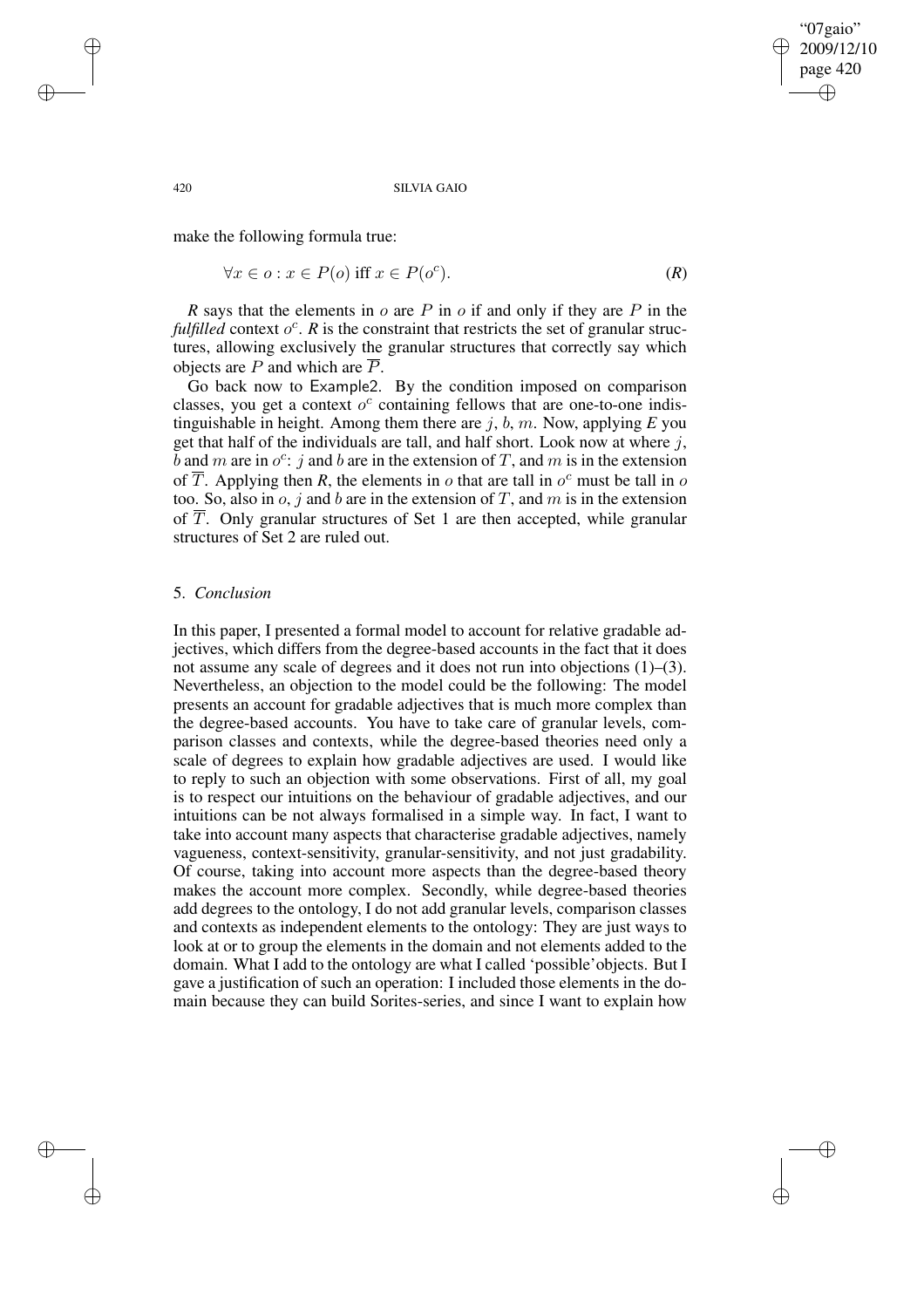make the following formula true:

$$\forall x \in o : x \in P(o) \text{ iff } x \in P(o^c). \qquad (R)$$

*R* says that the elements in $o$ are $P$ in $o$ if and only if they are $P$ in the *fulfilled* context $o^c$. *R* is the constraint that restricts the set of granular structures, allowing exclusively the granular structures that correctly say which objects are $P$ and which are $\overline{P}$.

Go back now to Example2. By the condition imposed on comparison classes, you get a context $o^c$ containing fellows that are one-to-one indistinguishable in height. Among them there are $j$, $b$, $m$. Now, applying *E* you get that half of the individuals are tall, and half short. Look now at where $j$, $b$ and $m$ are in $o^c$: $j$ and $b$ are in the extension of $T$, and $m$ is in the extension of $\overline{T}$. Applying then *R*, the elements in $o$ that are tall in $o^c$ must be tall in $o$ too. So, also in $o$, $j$ and $b$ are in the extension of $T$, and $m$ is in the extension of $\overline{T}$. Only granular structures of Set 1 are then accepted, while granular structures of Set 2 are ruled out.

## 5. *Conclusion*

In this paper, I presented a formal model to account for relative gradable adjectives, which differs from the degree-based accounts in the fact that it does not assume any scale of degrees and it does not run into objections (1)–(3). Nevertheless, an objection to the model could be the following: The model presents an account for gradable adjectives that is much more complex than the degree-based accounts. You have to take care of granular levels, comparison classes and contexts, while the degree-based theories need only a scale of degrees to explain how gradable adjectives are used. I would like to reply to such an objection with some observations. First of all, my goal is to respect our intuitions on the behaviour of gradable adjectives, and our intuitions can be not always formalised in a simple way. In fact, I want to take into account many aspects that characterise gradable adjectives, namely vagueness, context-sensitivity, granular-sensitivity, and not just gradability. Of course, taking into account more aspects than the degree-based theory makes the account more complex. Secondly, while degree-based theories add degrees to the ontology, I do not add granular levels, comparison classes and contexts as independent elements to the ontology: They are just ways to look at or to group the elements in the domain and not elements added to the domain. What I add to the ontology are what I called 'possible' objects. But I gave a justification of such an operation: I included those elements in the domain because they can build Sorites-series, and since I want to explain how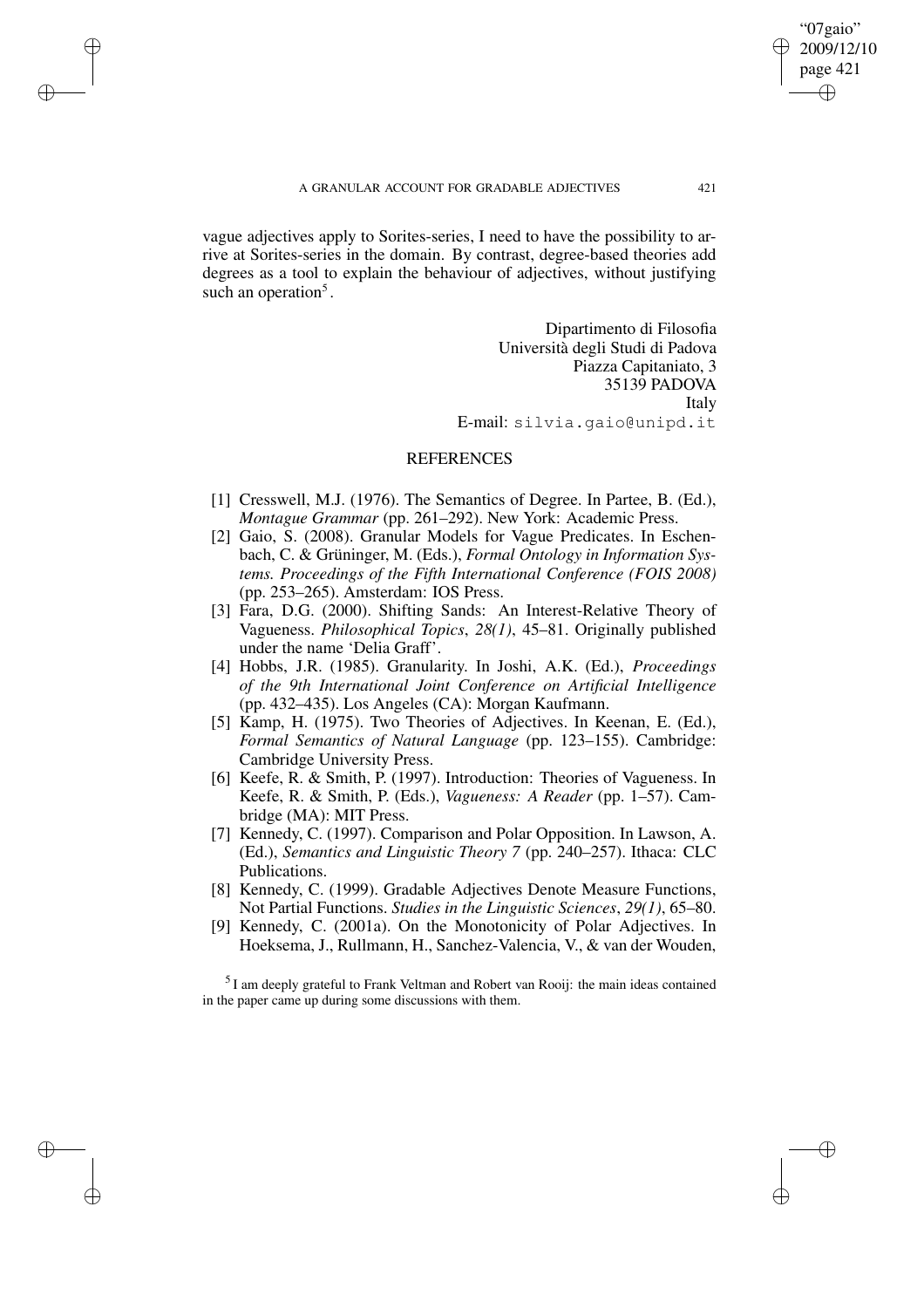vague adjectives apply to Sorites-series, I need to have the possibility to arrive at Sorites-series in the domain. By contrast, degree-based theories add degrees as a tool to explain the behaviour of adjectives, without justifying such an operation[5].

Dipartimento di Filosofia
Università degli Studi di Padova
Piazza Capitaniato, 3
35139 PADOVA
Italy
E-mail: silvia.gaio@unipd.it

## REFERENCES

[1] Cresswell, M.J. (1976). The Semantics of Degree. In Partee, B. (Ed.), *Montague Grammar* (pp. 261–292). New York: Academic Press.

[2] Gaio, S. (2008). Granular Models for Vague Predicates. In Eschenbach, C. & Grüninger, M. (Eds.), *Formal Ontology in Information Systems. Proceedings of the Fifth International Conference (FOIS 2008)* (pp. 253–265). Amsterdam: IOS Press.

[3] Fara, D.G. (2000). Shifting Sands: An Interest-Relative Theory of Vagueness. *Philosophical Topics*, *28(1)*, 45–81. Originally published under the name 'Delia Graff'.

[4] Hobbs, J.R. (1985). Granularity. In Joshi, A.K. (Ed.), *Proceedings of the 9th International Joint Conference on Artificial Intelligence* (pp. 432–435). Los Angeles (CA): Morgan Kaufmann.

[5] Kamp, H. (1975). Two Theories of Adjectives. In Keenan, E. (Ed.), *Formal Semantics of Natural Language* (pp. 123–155). Cambridge: Cambridge University Press.

[6] Keefe, R. & Smith, P. (1997). Introduction: Theories of Vagueness. In Keefe, R. & Smith, P. (Eds.), *Vagueness: A Reader* (pp. 1–57). Cambridge (MA): MIT Press.

[7] Kennedy, C. (1997). Comparison and Polar Opposition. In Lawson, A. (Ed.), *Semantics and Linguistic Theory 7* (pp. 240–257). Ithaca: CLC Publications.

[8] Kennedy, C. (1999). Gradable Adjectives Denote Measure Functions, Not Partial Functions. *Studies in the Linguistic Sciences*, *29(1)*, 65–80.

[9] Kennedy, C. (2001a). On the Monotonicity of Polar Adjectives. In Hoeksema, J., Rullmann, H., Sanchez-Valencia, V., & van der Wouden,

[5] I am deeply grateful to Frank Veltman and Robert van Rooij: the main ideas contained in the paper came up during some discussions with them.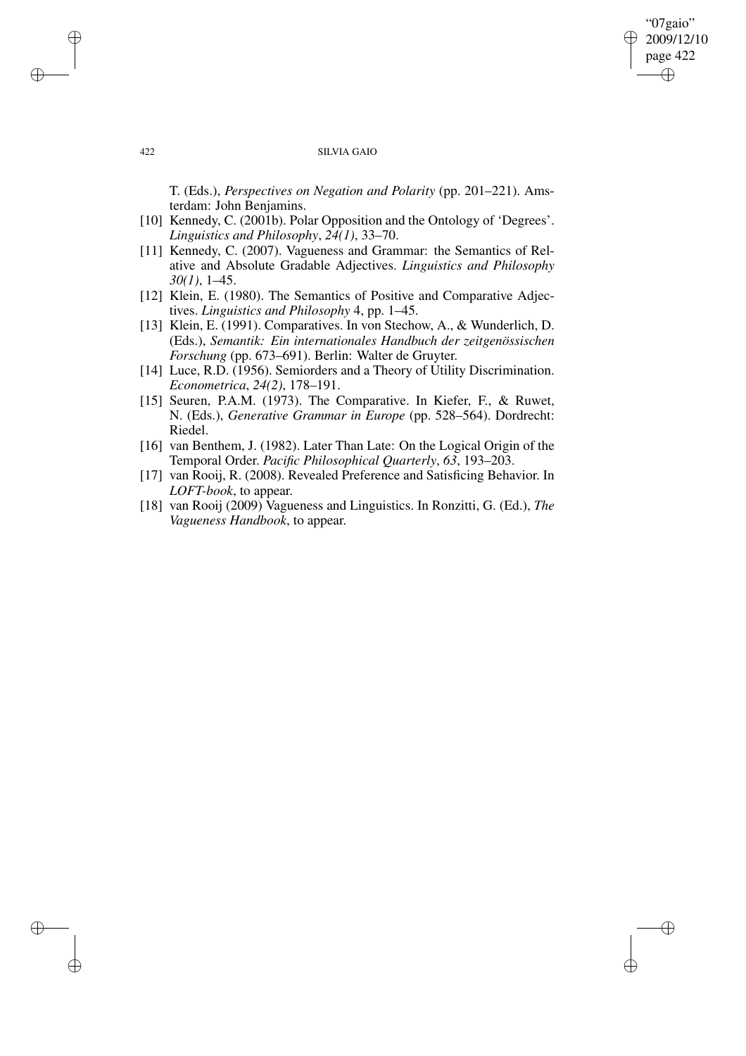T. (Eds.), *Perspectives on Negation and Polarity* (pp. 201–221). Amsterdam: John Benjamins.

[10] Kennedy, C. (2001b). Polar Opposition and the Ontology of 'Degrees'. *Linguistics and Philosophy*, *24(1)*, 33–70.

[11] Kennedy, C. (2007). Vagueness and Grammar: the Semantics of Relative and Absolute Gradable Adjectives. *Linguistics and Philosophy 30(1)*, 1–45.

[12] Klein, E. (1980). The Semantics of Positive and Comparative Adjectives. *Linguistics and Philosophy* 4, pp. 1–45.

[13] Klein, E. (1991). Comparatives. In von Stechow, A., & Wunderlich, D. (Eds.), *Semantik: Ein internationales Handbuch der zeitgenössischen Forschung* (pp. 673–691). Berlin: Walter de Gruyter.

[14] Luce, R.D. (1956). Semiorders and a Theory of Utility Discrimination. *Econometrica*, *24(2)*, 178–191.

[15] Seuren, P.A.M. (1973). The Comparative. In Kiefer, F., & Ruwet, N. (Eds.), *Generative Grammar in Europe* (pp. 528–564). Dordrecht: Riedel.

[16] van Benthem, J. (1982). Later Than Late: On the Logical Origin of the Temporal Order. *Pacific Philosophical Quarterly*, *63*, 193–203.

[17] van Rooij, R. (2008). Revealed Preference and Satisficing Behavior. In *LOFT-book*, to appear.

[18] van Rooij (2009) Vagueness and Linguistics. In Ronzitti, G. (Ed.), *The Vagueness Handbook*, to appear.